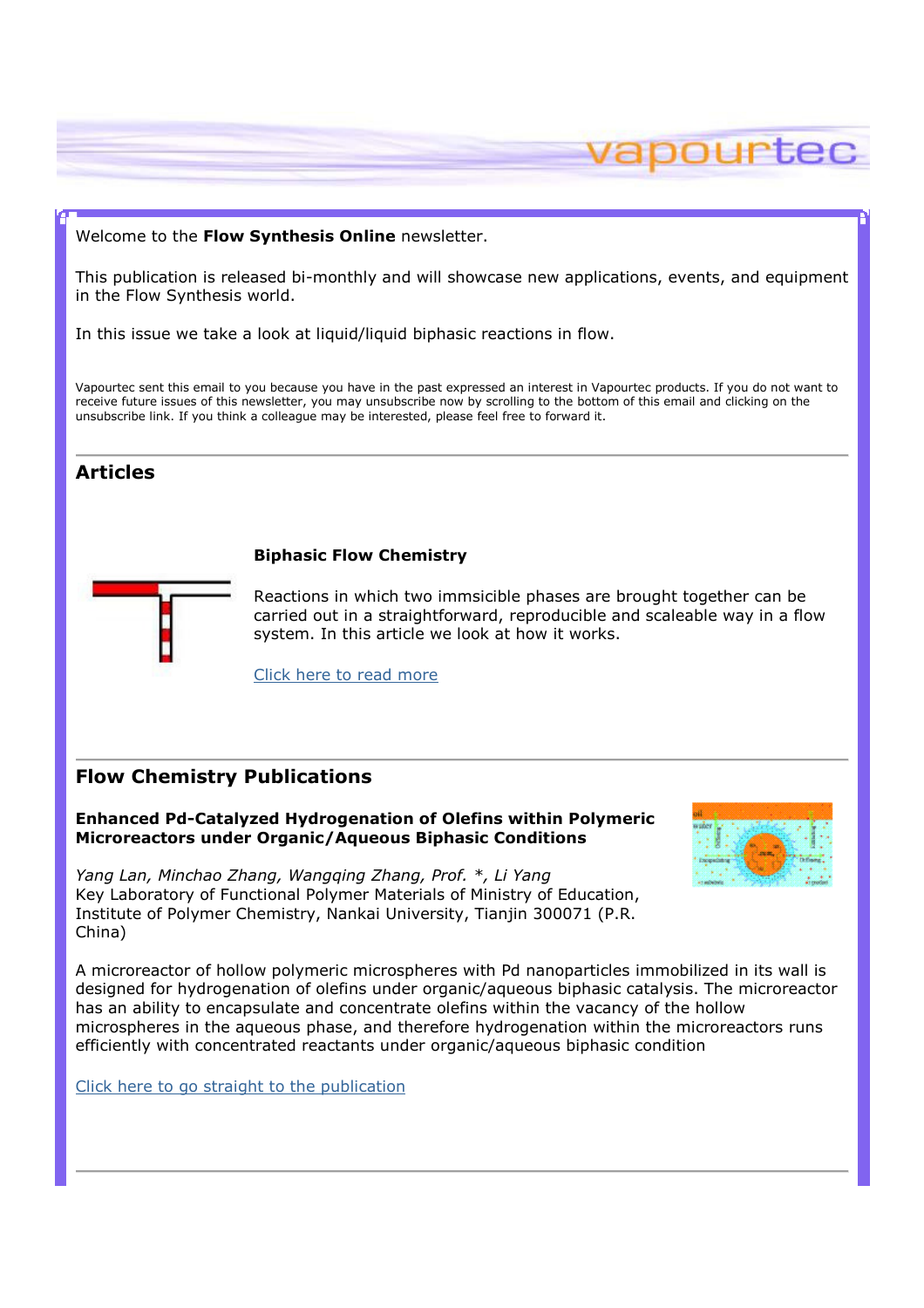Welcome to the **Flow Synthesis Online** newsletter.

This publication is released bi-monthly and will showcase new applications, events, and equipment in the Flow Synthesis world.

In this issue we take a look at liquid/liquid biphasic reactions in flow.

Vapourtec sent this email to you because you have in the past expressed an interest in Vapourtec products. If you do not want to receive future issues of this newsletter, you may unsubscribe now by scrolling to the bottom of this email and clicking on the unsubscribe link. If you think a colleague may be interested, please feel free to forward it.

## Articles

### Biphasic Flow Chemistry

Reactions in which two immsicible phases are brought together can be carried out in a straightforward, reproducible and scaleable way in a flow system. In this article we look at how it works.

Click here to read more

## Flow Chemistry Publications

**Enhanced Pd-Catalyzed Hydrogenation of Olefins within Polymeric Microreactors under Organic/Aqueous Biphasic Conditions**

*Yang Lan, Minchao Zhang, Wangqing Zhang, Prof. *, Li Yang*
Key Laboratory of Functional Polymer Materials of Ministry of Education, Institute of Polymer Chemistry, Nankai University, Tianjin 300071 (P.R. China)

A microreactor of hollow polymeric microspheres with Pd nanoparticles immobilized in its wall is designed for hydrogenation of olefins under organic/aqueous biphasic catalysis. The microreactor has an ability to encapsulate and concentrate olefins within the vacancy of the hollow microspheres in the aqueous phase, and therefore hydrogenation within the microreactors runs efficiently with concentrated reactants under organic/aqueous biphasic condition

Click here to go straight to the publication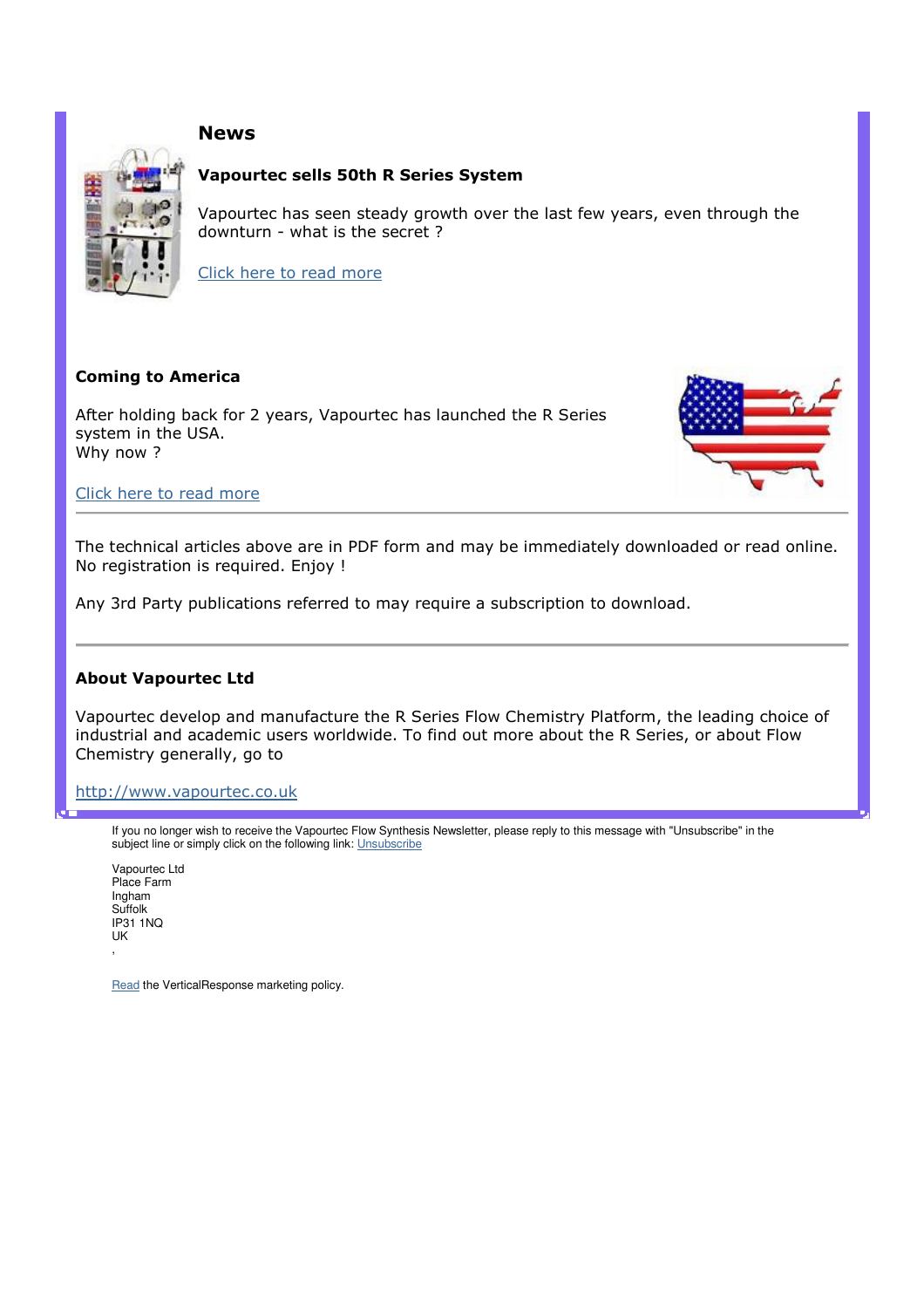## News

### Vapourtec sells 50th R Series System

Vapourtec has seen steady growth over the last few years, even through the downturn - what is the secret ?

Click here to read more

### Coming to America

After holding back for 2 years, Vapourtec has launched the R Series system in the USA.
Why now ?

Click here to read more

---

The technical articles above are in PDF form and may be immediately downloaded or read online. No registration is required. Enjoy !

Any 3rd Party publications referred to may require a subscription to download.

---

### About Vapourtec Ltd

Vapourtec develop and manufacture the R Series Flow Chemistry Platform, the leading choice of industrial and academic users worldwide. To find out more about the R Series, or about Flow Chemistry generally, go to

http://www.vapourtec.co.uk

If you no longer wish to receive the Vapourtec Flow Synthesis Newsletter, please reply to this message with "Unsubscribe" in the subject line or simply click on the following link: Unsubscribe

Vapourtec Ltd
Place Farm
Ingham
Suffolk
IP31 1NQ
UK
,

Read the VerticalResponse marketing policy.